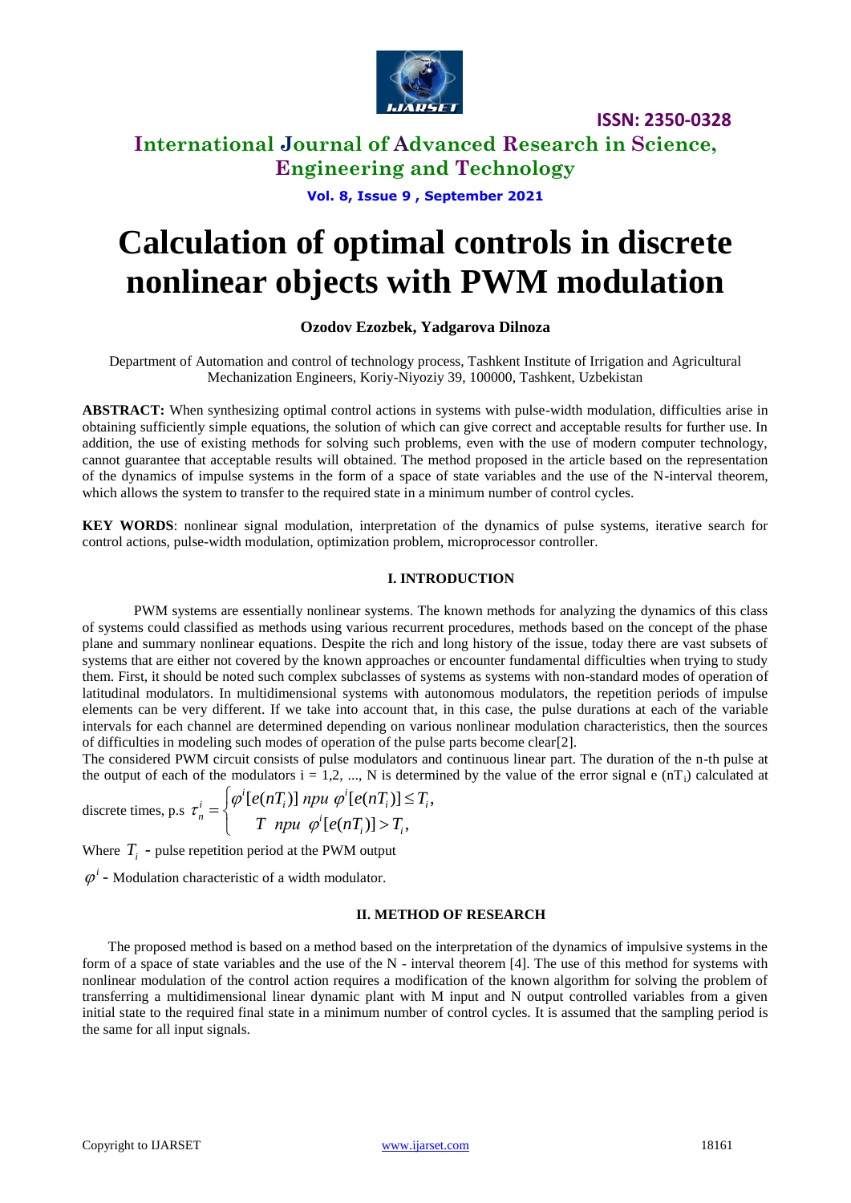# Calculation of optimal controls in discrete nonlinear objects with PWM modulation

**Ozodov Ezozbek, Yadgarova Dilnoza**

Department of Automation and control of technology process, Tashkent Institute of Irrigation and Agricultural Mechanization Engineers, Koriy-Niyoziy 39, 100000, Tashkent, Uzbekistan

**ABSTRACT:** When synthesizing optimal control actions in systems with pulse-width modulation, difficulties arise in obtaining sufficiently simple equations, the solution of which can give correct and acceptable results for further use. In addition, the use of existing methods for solving such problems, even with the use of modern computer technology, cannot guarantee that acceptable results will obtained. The method proposed in the article based on the representation of the dynamics of impulse systems in the form of a space of state variables and the use of the N-interval theorem, which allows the system to transfer to the required state in a minimum number of control cycles.

**KEY WORDS**: nonlinear signal modulation, interpretation of the dynamics of pulse systems, iterative search for control actions, pulse-width modulation, optimization problem, microprocessor controller.

## I. INTRODUCTION

PWM systems are essentially nonlinear systems. The known methods for analyzing the dynamics of this class of systems could classified as methods using various recurrent procedures, methods based on the concept of the phase plane and summary nonlinear equations. Despite the rich and long history of the issue, today there are vast subsets of systems that are either not covered by the known approaches or encounter fundamental difficulties when trying to study them. First, it should be noted such complex subclasses of systems as systems with non-standard modes of operation of latitudinal modulators. In multidimensional systems with autonomous modulators, the repetition periods of impulse elements can be very different. If we take into account that, in this case, the pulse durations at each of the variable intervals for each channel are determined depending on various nonlinear modulation characteristics, then the sources of difficulties in modeling such modes of operation of the pulse parts become clear[2].

The considered PWM circuit consists of pulse modulators and continuous linear part. The duration of the n-th pulse at the output of each of the modulators i = 1,2, ..., N is determined by the value of the error signal e ($nT_i$) calculated at discrete times, p.s

$$\tau_n^i = \begin{cases} \varphi^i[e(nT_i)] \ npu \ \varphi^i[e(nT_i)] \le T_i, \\ T \ npu \ \varphi^i[e(nT_i)] > T_i, \end{cases}$$

Where $T_i$ - pulse repetition period at the PWM output

$\varphi^i$ - Modulation characteristic of a width modulator.

## II. METHOD OF RESEARCH

The proposed method is based on a method based on the interpretation of the dynamics of impulsive systems in the form of a space of state variables and the use of the N - interval theorem [4]. The use of this method for systems with nonlinear modulation of the control action requires a modification of the known algorithm for solving the problem of transferring a multidimensional linear dynamic plant with M input and N output controlled variables from a given initial state to the required final state in a minimum number of control cycles. It is assumed that the sampling period is the same for all input signals.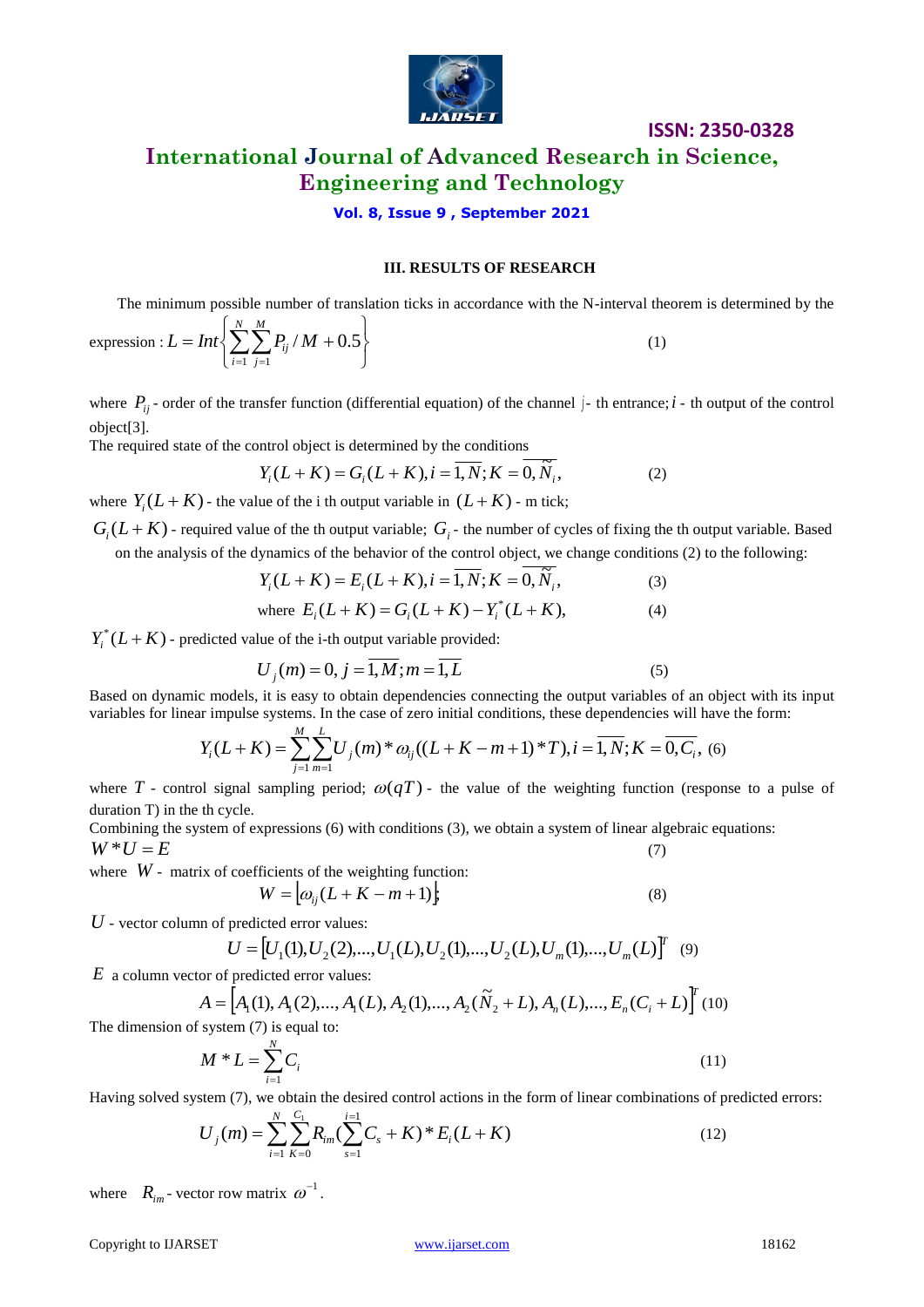### III. RESULTS OF RESEARCH

The minimum possible number of translation ticks in accordance with the N-interval theorem is determined by the expression : $L = Int\left\{\sum_{i=1}^{N}\sum_{j=1}^{M} P_{ij}/M + 0.5\right\}$ (1)

where $P_{ij}$ - order of the transfer function (differential equation) of the channel $j$- th entrance; $i$ - th output of the control object[3].

The required state of the control object is determined by the conditions

$$Y_i(L+K) = G_i(L+K), i = \overline{1,N}; K = \overline{0,\tilde{N}_i}, \quad (2)$$

where $Y_i(L+K)$ - the value of the i th output variable in $(L+K)$ - m tick;

$G_i(L+K)$ - required value of the th output variable; $G_i$ - the number of cycles of fixing the th output variable. Based on the analysis of the dynamics of the behavior of the control object, we change conditions (2) to the following:

$$Y_i(L+K) = E_i(L+K), i = \overline{1,N}; K = \overline{0,\tilde{N}_i}, \quad (3)$$

$$\text{where } E_i(L+K) = G_i(L+K) - Y_i^*(L+K), \quad (4)$$

$Y_i^*(L+K)$ - predicted value of the i-th output variable provided:

$$U_j(m) = 0, j = \overline{1,M}; m = \overline{1,L} \quad (5)$$

Based on dynamic models, it is easy to obtain dependencies connecting the output variables of an object with its input variables for linear impulse systems. In the case of zero initial conditions, these dependencies will have the form:

$$Y_i(L+K) = \sum_{j=1}^{M}\sum_{m=1}^{L} U_j(m) * \omega_{ij}((L+K-m+1)*T), i = \overline{1,N}; K = \overline{0,C_i}, \quad (6)$$

where $T$ - control signal sampling period; $\omega(qT)$ - the value of the weighting function (response to a pulse of duration T) in the th cycle.

Combining the system of expressions (6) with conditions (3), we obtain a system of linear algebraic equations:

$$W * U = E \quad (7)$$

where $W$ - matrix of coefficients of the weighting function:

$$W = \lfloor \omega_{ij}(L+K-m+1) \rfloor \quad (8)$$

$U$ - vector column of predicted error values:

$$U = [U_1(1), U_2(2), ..., U_1(L), U_2(1), ..., U_2(L), U_m(1), ..., U_m(L)]^T \quad (9)$$

$E$ a column vector of predicted error values:

$$A = \left[A_1(1), A_1(2), ..., A_1(L), A_2(1), ..., A_2(\tilde{N}_2 + L), A_n(L), ..., E_n(C_i + L)\right]^T \quad (10)$$

The dimension of system (7) is equal to:

$$M * L = \sum_{i=1}^{N} C_i \quad (11)$$

Having solved system (7), we obtain the desired control actions in the form of linear combinations of predicted errors:

$$U_j(m) = \sum_{i=1}^{N}\sum_{K=0}^{C_1} R_{im}\left(\sum_{s=1}^{i=1} C_s + K\right) * E_i(L+K) \quad (12)$$

where $R_{im}$ - vector row matrix $\omega^{-1}$.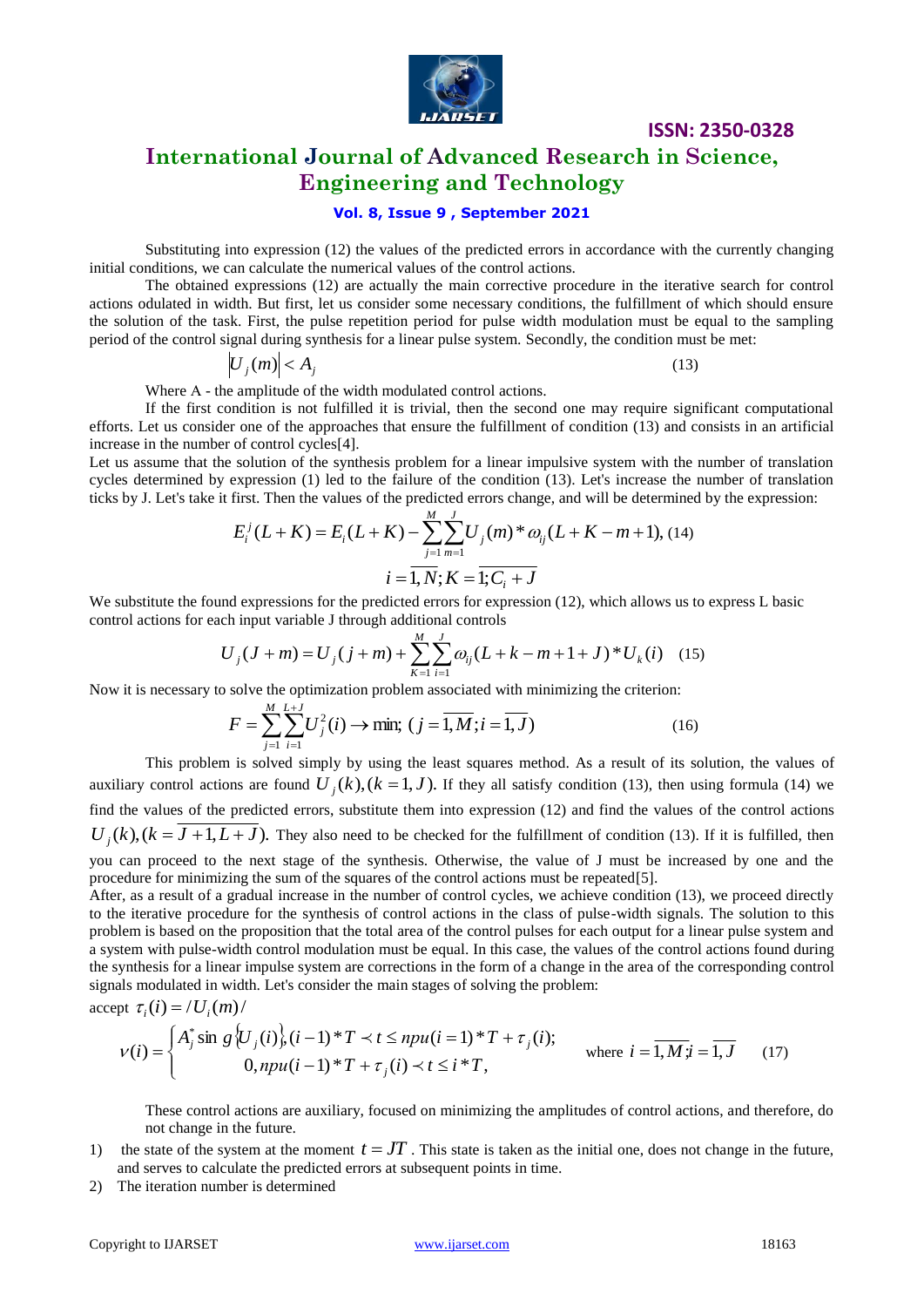Substituting into expression (12) the values of the predicted errors in accordance with the currently changing initial conditions, we can calculate the numerical values of the control actions.

The obtained expressions (12) are actually the main corrective procedure in the iterative search for control actions odulated in width. But first, let us consider some necessary conditions, the fulfillment of which should ensure the solution of the task. First, the pulse repetition period for pulse width modulation must be equal to the sampling period of the control signal during synthesis for a linear pulse system. Secondly, the condition must be met:

$$|U_j(m)| < A_j \tag{13}$$

Where A - the amplitude of the width modulated control actions.

If the first condition is not fulfilled it is trivial, then the second one may require significant computational efforts. Let us consider one of the approaches that ensure the fulfillment of condition (13) and consists in an artificial increase in the number of control cycles[4].

Let us assume that the solution of the synthesis problem for a linear impulsive system with the number of translation cycles determined by expression (1) led to the failure of the condition (13). Let's increase the number of translation ticks by J. Let's take it first. Then the values of the predicted errors change, and will be determined by the expression:

$$E_i^j(L+K) = E_i(L+K) - \sum_{j=1}^{M}\sum_{m=1}^{J} U_j(m) * \omega_{ij}(L+K-m+1), \tag{14}$$

$$i = \overline{1,N}; K = \overline{1;C_i + J}$$

We substitute the found expressions for the predicted errors for expression (12), which allows us to express L basic control actions for each input variable J through additional controls

$$U_j(J+m) = U_j(j+m) + \sum_{K=1}^{M}\sum_{i=1}^{J} \omega_{ij}(L+k-m+1+J) * U_k(i) \tag{15}$$

Now it is necessary to solve the optimization problem associated with minimizing the criterion:

$$F = \sum_{j=1}^{M}\sum_{i=1}^{L+J} U_j^2(i) \to \min; \; (j = \overline{1,M}; i = \overline{1,J}) \tag{16}$$

This problem is solved simply by using the least squares method. As a result of its solution, the values of auxiliary control actions are found $U_j(k), (k = 1, J)$. If they all satisfy condition (13), then using formula (14) we find the values of the predicted errors, substitute them into expression (12) and find the values of the control actions $U_j(k), (k = \overline{J+1, L+J})$. They also need to be checked for the fulfillment of condition (13). If it is fulfilled, then you can proceed to the next stage of the synthesis. Otherwise, the value of J must be increased by one and the procedure for minimizing the sum of the squares of the control actions must be repeated[5].

After, as a result of a gradual increase in the number of control cycles, we achieve condition (13), we proceed directly to the iterative procedure for the synthesis of control actions in the class of pulse-width signals. The solution to this problem is based on the proposition that the total area of the control pulses for each output for a linear pulse system and a system with pulse-width control modulation must be equal. In this case, the values of the control actions found during the synthesis for a linear impulse system are corrections in the form of a change in the area of the corresponding control signals modulated in width. Let's consider the main stages of solving the problem:

accept $\tau_i(i) = /U_i(m)/$

$$v(i) = \begin{cases} A_j^* \sin g\{U_j(i)\}, (i-1)*T \prec t \le npu(i=1)*T + \tau_j(i); \\ 0, npu(i-1)*T + \tau_j(i) \prec t \le i*T, \end{cases} \quad \text{where } i = \overline{1,M}; i = \overline{1,J} \tag{17}$$

These control actions are auxiliary, focused on minimizing the amplitudes of control actions, and therefore, do not change in the future.

1) the state of the system at the moment $t = JT$. This state is taken as the initial one, does not change in the future, and serves to calculate the predicted errors at subsequent points in time.
2) The iteration number is determined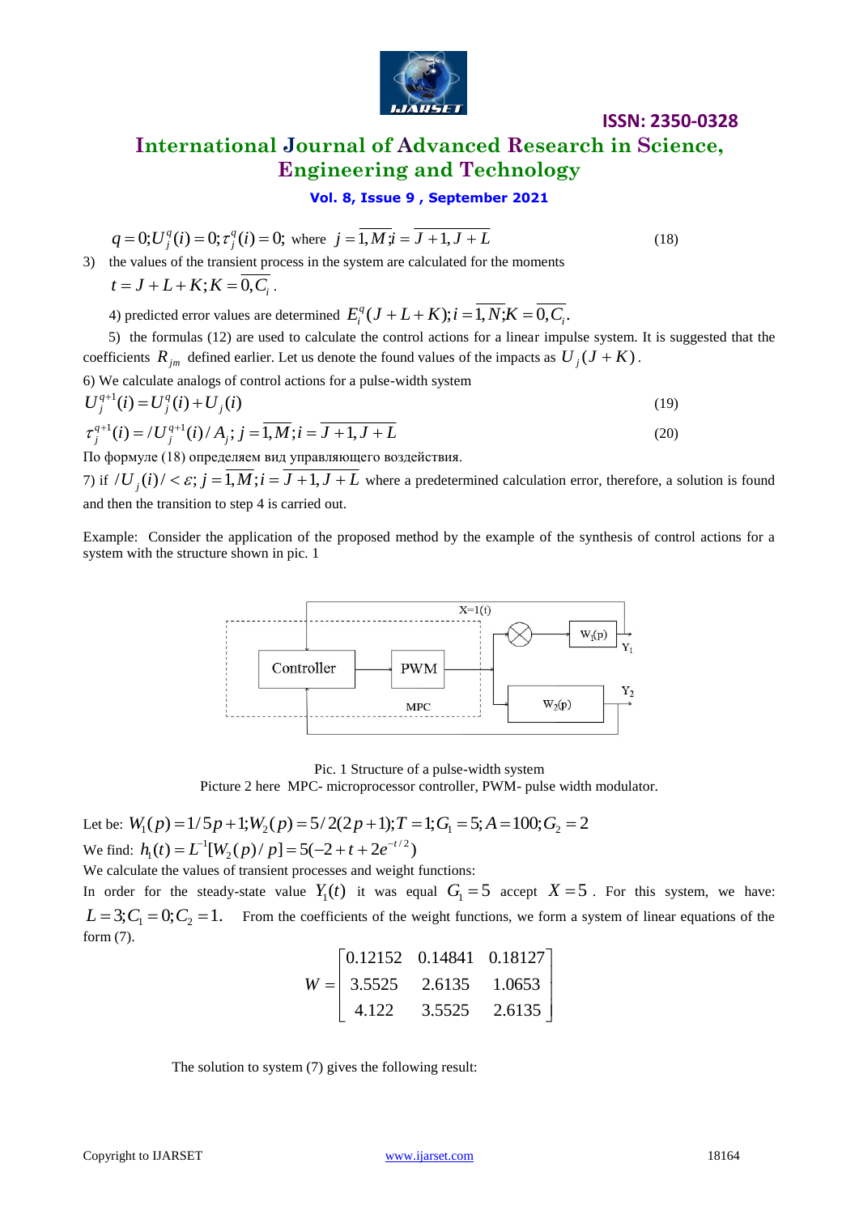$$q = 0; U_j^q(i) = 0; \tau_j^q(i) = 0; \text{ where } j = \overline{1, M}; i = \overline{J+1, J+L} \tag{18}$$

3) the values of the transient process in the system are calculated for the moments $t = J + L + K; K = \overline{0, C_i}$.

4) predicted error values are determined $E_i^q(J + L + K); i = \overline{1, N}; K = \overline{0, C_i}$.

5) the formulas (12) are used to calculate the control actions for a linear impulse system. It is suggested that the coefficients $R_{jm}$ defined earlier. Let us denote the found values of the impacts as $U_j(J + K)$.

6) We calculate analogs of control actions for a pulse-width system

$$U_j^{q+1}(i) = U_j^q(i) + U_j(i) \tag{19}$$

$$\tau_j^{q+1}(i) = /U_j^{q+1}(i)/A_j; j = \overline{1, M}; i = \overline{J+1, J+L} \tag{20}$$

По формуле (18) определяем вид управляющего воздействия.

7) if $/U_j(i)/ < \varepsilon; j = \overline{1, M}; i = \overline{J+1, J+L}$ where a predetermined calculation error, therefore, a solution is found and then the transition to step 4 is carried out.

Example: Consider the application of the proposed method by the example of the synthesis of control actions for a system with the structure shown in pic. 1

Pic. 1 Structure of a pulse-width system

Picture 2 here MPC- microprocessor controller, PWM- pulse width modulator.

Let be: $W_1(p) = 1/5p + 1; W_2(p) = 5/2(2p+1); T = 1; G_1 = 5; A = 100; G_2 = 2$

We find: $h_1(t) = L^{-1}[W_2(p)/p] = 5(-2 + t + 2e^{-t/2})$

We calculate the values of transient processes and weight functions:

In order for the steady-state value $Y_1(t)$ it was equal $G_1 = 5$ accept $X = 5$. For this system, we have: $L = 3; C_1 = 0; C_2 = 1.$ From the coefficients of the weight functions, we form a system of linear equations of the form (7).

$$W = \begin{bmatrix} 0.12152 & 0.14841 & 0.18127 \\ 3.5525 & 2.6135 & 1.0653 \\ 4.122 & 3.5525 & 2.6135 \end{bmatrix}$$

The solution to system (7) gives the following result: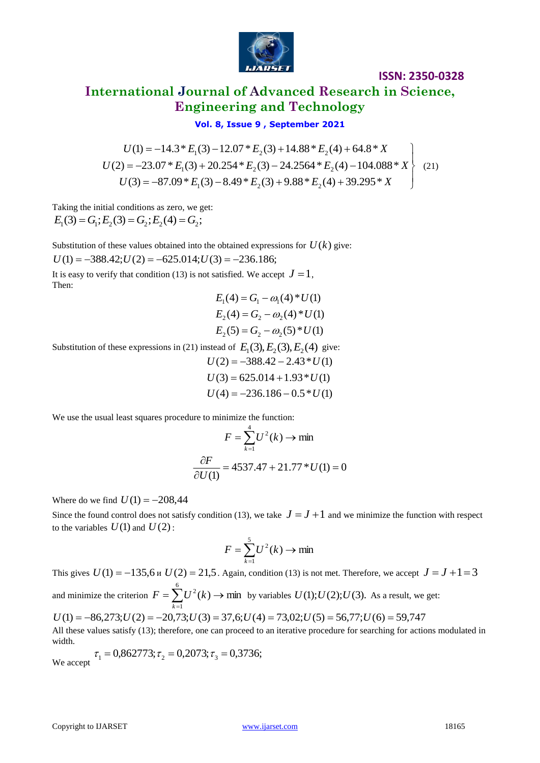$$
\left.\begin{aligned}
U(1) &= -14.3 * E_1(3) - 12.07 * E_2(3) + 14.88 * E_2(4) + 64.8 * X \\
U(2) &= -23.07 * E_1(3) + 20.254 * E_2(3) - 24.2564 * E_2(4) - 104.088 * X \\
U(3) &= -87.09 * E_1(3) - 8.49 * E_2(3) + 9.88 * E_2(4) + 39.295 * X
\end{aligned}\right\} \quad (21)
$$

Taking the initial conditions as zero, we get:
$E_1(3) = G_1; E_2(3) = G_2; E_2(4) = G_2;$

Substitution of these values obtained into the obtained expressions for $U(k)$ give:
$U(1) = -388.42; U(2) = -625.014; U(3) = -236.186;$

It is easy to verify that condition (13) is not satisfied. We accept $J = 1$,
Then:

$$E_1(4) = G_1 - \omega_1(4) * U(1)$$
$$E_2(4) = G_2 - \omega_2(4) * U(1)$$
$$E_2(5) = G_2 - \omega_2(5) * U(1)$$

Substitution of these expressions in (21) instead of $E_1(3), E_2(3), E_2(4)$ give:

$$U(2) = -388.42 - 2.43 * U(1)$$
$$U(3) = 625.014 + 1.93 * U(1)$$
$$U(4) = -236.186 - 0.5 * U(1)$$

We use the usual least squares procedure to minimize the function:

$$F = \sum_{k=1}^{4} U^2(k) \rightarrow \min$$

$$\frac{\partial F}{\partial U(1)} = 4537.47 + 21.77 * U(1) = 0$$

Where do we find $U(1) = -208,44$

Since the found control does not satisfy condition (13), we take $J = J + 1$ and we minimize the function with respect to the variables $U(1)$ and $U(2)$:

$$F = \sum_{k=1}^{5} U^2(k) \rightarrow \min$$

This gives $U(1) = -135,6$ и $U(2) = 21,5$. Again, condition (13) is not met. Therefore, we accept $J = J + 1 = 3$ and minimize the criterion $F = \sum_{k=1}^{6} U^2(k) \rightarrow \min$ by variables $U(1); U(2); U(3)$. As a result, we get:

$U(1) = -86,273; U(2) = -20,73; U(3) = 37,6; U(4) = 73,02; U(5) = 56,77; U(6) = 59,747$

All these values satisfy (13); therefore, one can proceed to an iterative procedure for searching for actions modulated in width.

We accept $\tau_1 = 0,862773; \tau_2 = 0,2073; \tau_3 = 0,3736;$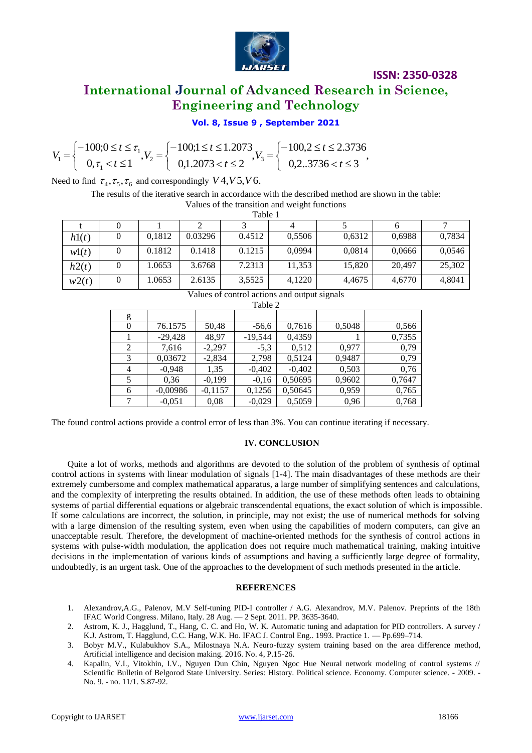$$V_1 = \begin{cases} -100; 0 \le t \le \tau_1 \\ 0, \tau_1 < t \le 1 \end{cases}, V_2 = \begin{cases} -100; 1 \le t \le 1.2073 \\ 0, 1.2073 < t \le 2 \end{cases}, V_3 = \begin{cases} -100, 2 \le t \le 2.3736 \\ 0, 2..3736 < t \le 3 \end{cases},$$

Need to find $\tau_4, \tau_5, \tau_6$ and correspondingly $V4, V5, V6$.

The results of the iterative search in accordance with the described method are shown in the table:

Values of the transition and weight functions

Table 1

| t | 0 | 1 | 2 | 3 | 4 | 5 | 6 | 7 |
|---|---|---|---|---|---|---|---|---|
| $h1(t)$ | 0 | 0,1812 | 0.03296 | 0.4512 | 0,5506 | 0,6312 | 0,6988 | 0,7834 |
| $w1(t)$ | 0 | 0.1812 | 0.1418 | 0.1215 | 0,0994 | 0,0814 | 0,0666 | 0,0546 |
| $h2(t)$ | 0 | 1.0653 | 3.6768 | 7.2313 | 11,353 | 15,820 | 20,497 | 25,302 |
| $w2(t)$ | 0 | 1.0653 | 2.6135 | 3,5525 | 4,1220 | 4,4675 | 4,6770 | 4,8041 |

Values of control actions and output signals

Table 2

| g | | | | | | |
|---|---|---|---|---|---|---|
| 0 | 76.1575 | 50,48 | -56,6 | 0,7616 | 0,5048 | 0,566 |
| 1 | -29,428 | 48,97 | -19,544 | 0,4359 | 1 | 0,7355 |
| 2 | 7,616 | -2,297 | -5,3 | 0,512 | 0,977 | 0,79 |
| 3 | 0,03672 | -2,834 | 2,798 | 0,5124 | 0,9487 | 0,79 |
| 4 | -0,948 | 1,35 | -0,402 | -0,402 | 0,503 | 0,76 |
| 5 | 0,36 | -0,199 | -0,16 | 0,50695 | 0,9602 | 0,7647 |
| 6 | -0,00986 | -0,1157 | 0,1256 | 0,50645 | 0,959 | 0,765 |
| 7 | -0,051 | 0,08 | -0,029 | 0,5059 | 0,96 | 0,768 |

The found control actions provide a control error of less than 3%. You can continue iterating if necessary.

## IV. CONCLUSION

Quite a lot of works, methods and algorithms are devoted to the solution of the problem of synthesis of optimal control actions in systems with linear modulation of signals [1-4]. The main disadvantages of these methods are their extremely cumbersome and complex mathematical apparatus, a large number of simplifying sentences and calculations, and the complexity of interpreting the results obtained. In addition, the use of these methods often leads to obtaining systems of partial differential equations or algebraic transcendental equations, the exact solution of which is impossible. If some calculations are incorrect, the solution, in principle, may not exist; the use of numerical methods for solving with a large dimension of the resulting system, even when using the capabilities of modern computers, can give an unacceptable result. Therefore, the development of machine-oriented methods for the synthesis of control actions in systems with pulse-width modulation, the application does not require much mathematical training, making intuitive decisions in the implementation of various kinds of assumptions and having a sufficiently large degree of formality, undoubtedly, is an urgent task. One of the approaches to the development of such methods presented in the article.

## REFERENCES

1. Alexandrov,A.G., Palenov, M.V Self-tuning PID-I controller / A.G. Alexandrov, M.V. Palenov. Preprints of the 18th IFAC World Congress. Milano, Italy. 28 Aug. — 2 Sept. 2011. PP. 3635-3640.
2. Astrom, K. J., Hagglund, T., Hang, C. C. and Ho, W. K. Automatic tuning and adaptation for PID controllers. A survey / K.J. Astrom, T. Hagglund, C.C. Hang, W.K. Ho. IFAC J. Control Eng.. 1993. Practice 1. — Pp.699–714.
3. Bobyr M.V., Kulabukhov S.A., Milostnaya N.A. Neuro-fuzzy system training based on the area difference method, Artificial intelligence and decision making. 2016. No. 4, P.15-26.
4. Kapalin, V.I., Vitokhin, I.V., Nguyen Dun Chin, Nguyen Ngoc Hue Neural network modeling of control systems // Scientific Bulletin of Belgorod State University. Series: History. Political science. Economy. Computer science. - 2009. - No. 9. - no. 11/1. S.87-92.